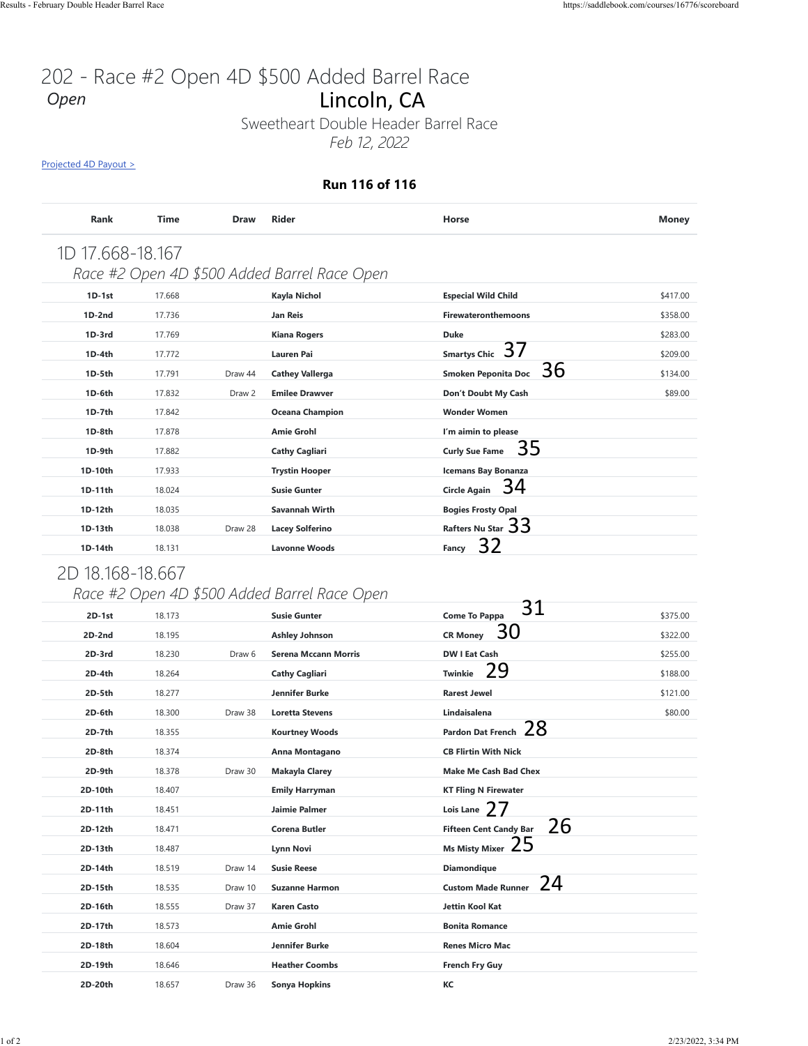# 202 - Race #2 Open 4D $500 Added Barrel Race

*Open*

## Lincoln, CA

Sweetheart Double Header Barrel Race

*Feb 12, 2022*

Projected 4D Payout >

**Run 116 of 116**

| Rank | Time | Draw | Rider | Horse | Money |
|---|---|---|---|---|---|
| **1D 17.668-18.167** | | | | | |
| *Race #2 Open 4D $500 Added Barrel Race Open* | | | | | |
| 1D-1st | 17.668 | | Kayla Nichol | Especial Wild Child | $417.00 |
| 1D-2nd | 17.736 | | Jan Reis | Firewateronthemoons | $358.00 |
| 1D-3rd | 17.769 | | Kiana Rogers | Duke | $283.00 |
| 1D-4th | 17.772 | | Lauren Pai | Smartys Chic 37 | $209.00 |
| 1D-5th | 17.791 | Draw 44 | Cathey Vallerga | Smoken Peponita Doc 36 | $134.00 |
| 1D-6th | 17.832 | Draw 2 | Emilee Drawver | Don't Doubt My Cash | $89.00 |
| 1D-7th | 17.842 | | Oceana Champion | Wonder Women | |
| 1D-8th | 17.878 | | Amie Grohl | I'm aimin to please | |
| 1D-9th | 17.882 | | Cathy Cagliari | Curly Sue Fame 35 | |
| 1D-10th | 17.933 | | Trystin Hooper | Icemans Bay Bonanza | |
| 1D-11th | 18.024 | | Susie Gunter | Circle Again 34 | |
| 1D-12th | 18.035 | | Savannah Wirth | Bogies Frosty Opal | |
| 1D-13th | 18.038 | Draw 28 | Lacey Solferino | Rafters Nu Star 33 | |
| 1D-14th | 18.131 | | Lavonne Woods | Fancy 32 | |
| **2D 18.168-18.667** | | | | | |
| *Race #2 Open 4D $500 Added Barrel Race Open* | | | | | |
| 2D-1st | 18.173 | | Susie Gunter | Come To Pappa 31 | $375.00 |
| 2D-2nd | 18.195 | | Ashley Johnson | CR Money 30 | $322.00 |
| 2D-3rd | 18.230 | Draw 6 | Serena Mccann Morris | DW I Eat Cash | $255.00 |
| 2D-4th | 18.264 | | Cathy Cagliari | Twinkie 29 | $188.00 |
| 2D-5th | 18.277 | | Jennifer Burke | Rarest Jewel | $121.00 |
| 2D-6th | 18.300 | Draw 38 | Loretta Stevens | Lindaisalena | $80.00 |
| 2D-7th | 18.355 | | Kourtney Woods | Pardon Dat French 28 | |
| 2D-8th | 18.374 | | Anna Montagano | CB Flirtin With Nick | |
| 2D-9th | 18.378 | Draw 30 | Makayla Clarey | Make Me Cash Bad Chex | |
| 2D-10th | 18.407 | | Emily Harryman | KT Fling N Firewater | |
| 2D-11th | 18.451 | | Jaimie Palmer | Lois Lane 27 | |
| 2D-12th | 18.471 | | Corena Butler | Fifteen Cent Candy Bar 26 | |
| 2D-13th | 18.487 | | Lynn Novi | Ms Misty Mixer 25 | |
| 2D-14th | 18.519 | Draw 14 | Susie Reese | Diamondique | |
| 2D-15th | 18.535 | Draw 10 | Suzanne Harmon | Custom Made Runner 24 | |
| 2D-16th | 18.555 | Draw 37 | Karen Casto | Jettin Kool Kat | |
| 2D-17th | 18.573 | | Amie Grohl | Bonita Romance | |
| 2D-18th | 18.604 | | Jennifer Burke | Renes Micro Mac | |
| 2D-19th | 18.646 | | Heather Coombs | French Fry Guy | |
| 2D-20th | 18.657 | Draw 36 | Sonya Hopkins | KC | |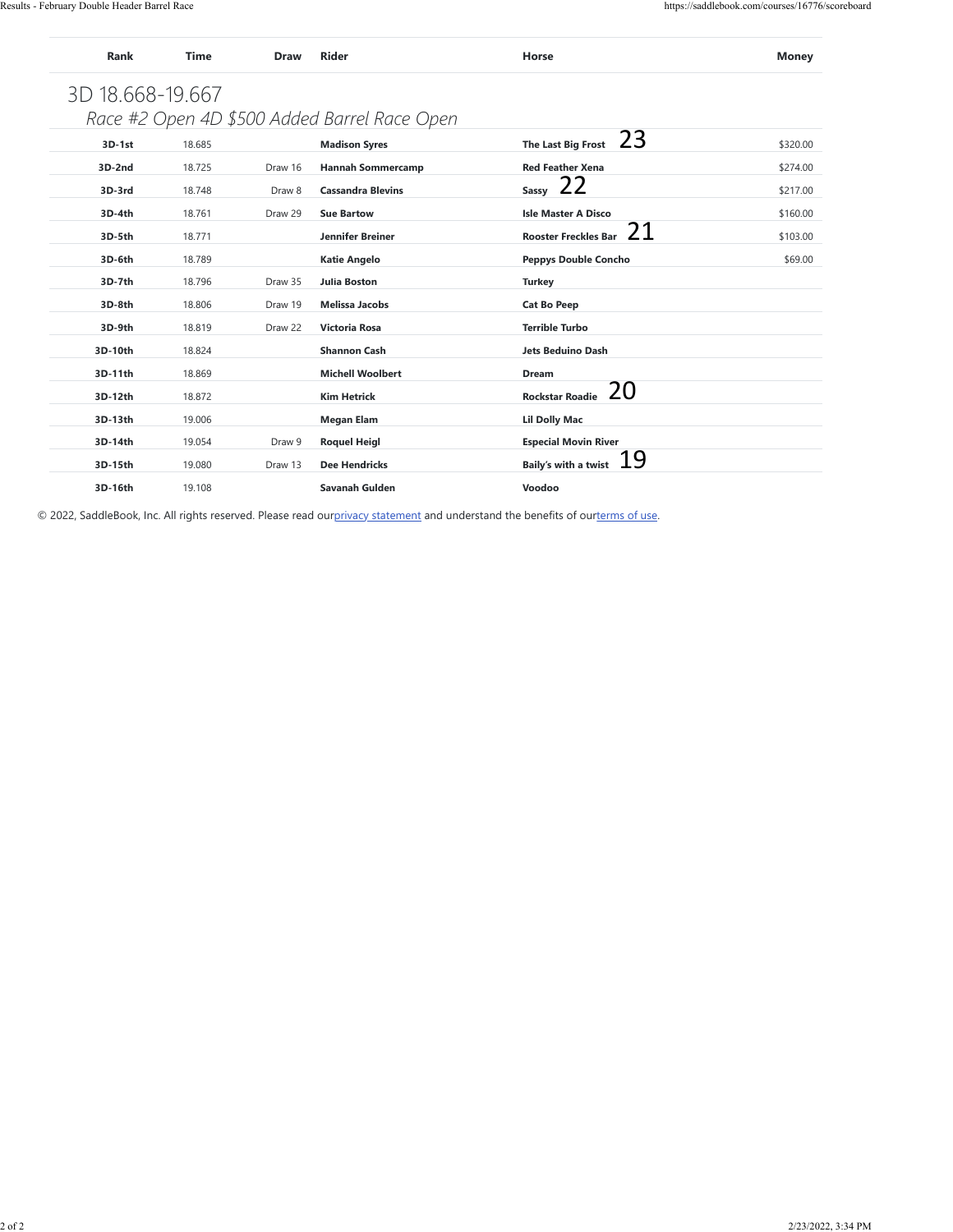| Rank | Time | Draw | Rider | Horse | Money |
|---|---|---|---|---|---|

## 3D 18.668-19.667

### *Race #2 Open 4D $500 Added Barrel Race Open*

| Rank | Time | Draw | Rider | Horse | Money |
|---|---|---|---|---|---|
| 3D-1st | 18.685 | | **Madison Syres** | **The Last Big Frost** 23 | $320.00 |
| 3D-2nd | 18.725 | Draw 16 | **Hannah Sommercamp** | **Red Feather Xena** | $274.00 |
| 3D-3rd | 18.748 | Draw 8 | **Cassandra Blevins** | **Sassy** 22 | $217.00 |
| 3D-4th | 18.761 | Draw 29 | **Sue Bartow** | **Isle Master A Disco** | $160.00 |
| 3D-5th | 18.771 | | **Jennifer Breiner** | **Rooster Freckles Bar** 21 | $103.00 |
| 3D-6th | 18.789 | | **Katie Angelo** | **Peppys Double Concho** | $69.00 |
| 3D-7th | 18.796 | Draw 35 | **Julia Boston** | **Turkey** | |
| 3D-8th | 18.806 | Draw 19 | **Melissa Jacobs** | **Cat Bo Peep** | |
| 3D-9th | 18.819 | Draw 22 | **Victoria Rosa** | **Terrible Turbo** | |
| 3D-10th | 18.824 | | **Shannon Cash** | **Jets Beduino Dash** | |
| 3D-11th | 18.869 | | **Michell Woolbert** | **Dream** | |
| 3D-12th | 18.872 | | **Kim Hetrick** | **Rockstar Roadie** 20 | |
| 3D-13th | 19.006 | | **Megan Elam** | **Lil Dolly Mac** | |
| 3D-14th | 19.054 | Draw 9 | **Roquel Heigl** | **Especial Movin River** | |
| 3D-15th | 19.080 | Draw 13 | **Dee Hendricks** | **Baily's with a twist** 19 | |
| 3D-16th | 19.108 | | **Savanah Gulden** | **Voodoo** | |

© 2022, SaddleBook, Inc. All rights reserved. Please read ourprivacy statement and understand the benefits of ourterms of use.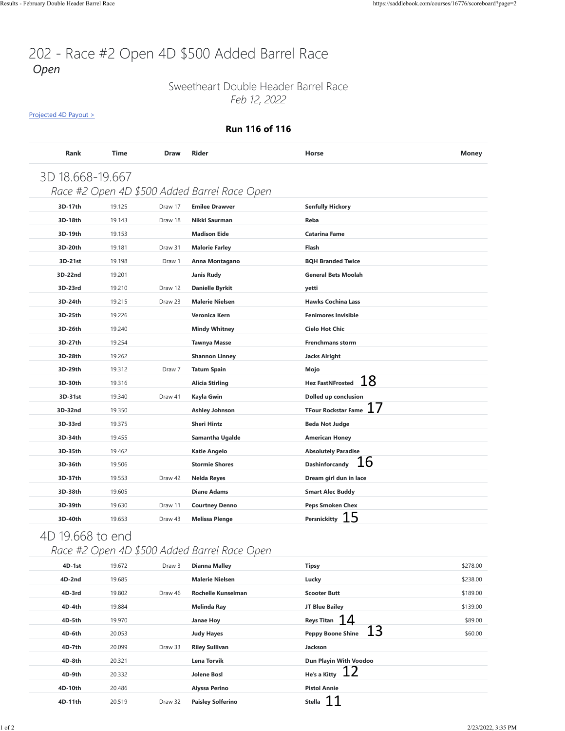# 202 - Race #2 Open 4D $500 Added Barrel Race

*Open*

## Sweetheart Double Header Barrel Race

*Feb 12, 2022*

[Projected 4D Payout >](#)

**Run 116 of 116**

| Rank | Time | Draw | Rider | Horse | Money |
|---|---|---|---|---|---|
| **3D 18.668-19.667** | | | | | |
| *Race #2 Open 4D $500 Added Barrel Race Open* | | | | | |
| 3D-17th | 19.125 | Draw 17 | Emilee Drawver | Senfully Hickory | |
| 3D-18th | 19.143 | Draw 18 | Nikki Saurman | Reba | |
| 3D-19th | 19.153 | | Madison Eide | Catarina Fame | |
| 3D-20th | 19.181 | Draw 31 | Malorie Farley | Flash | |
| 3D-21st | 19.198 | Draw 1 | Anna Montagano | BQH Branded Twice | |
| 3D-22nd | 19.201 | | Janis Rudy | General Bets Moolah | |
| 3D-23rd | 19.210 | Draw 12 | Danielle Byrkit | yetti | |
| 3D-24th | 19.215 | Draw 23 | Malerie Nielsen | Hawks Cochina Lass | |
| 3D-25th | 19.226 | | Veronica Kern | Fenimores Invisible | |
| 3D-26th | 19.240 | | Mindy Whitney | Cielo Hot Chic | |
| 3D-27th | 19.254 | | Tawnya Masse | Frenchmans storm | |
| 3D-28th | 19.262 | | Shannon Linney | Jacks Alright | |
| 3D-29th | 19.312 | Draw 7 | Tatum Spain | Mojo | |
| 3D-30th | 19.316 | | Alicia Stirling | Hez FastNFrosted 18 | |
| 3D-31st | 19.340 | Draw 41 | Kayla Gwin | Dolled up conclusion | |
| 3D-32nd | 19.350 | | Ashley Johnson | TFour Rockstar Fame 17 | |
| 3D-33rd | 19.375 | | Sheri Hintz | Beda Not Judge | |
| 3D-34th | 19.455 | | Samantha Ugalde | American Honey | |
| 3D-35th | 19.462 | | Katie Angelo | Absolutely Paradise | |
| 3D-36th | 19.506 | | Stormie Shores | Dashinforcandy 16 | |
| 3D-37th | 19.553 | Draw 42 | Nelda Reyes | Dream girl dun in lace | |
| 3D-38th | 19.605 | | Diane Adams | Smart Alec Buddy | |
| 3D-39th | 19.630 | Draw 11 | Courtney Denno | Peps Smoken Chex | |
| 3D-40th | 19.653 | Draw 43 | Melissa Plenge | Persnickitty 15 | |
| **4D 19.668 to end** | | | | | |
| *Race #2 Open 4D $500 Added Barrel Race Open* | | | | | |
| 4D-1st | 19.672 | Draw 3 | Dianna Malley | Tipsy | $278.00 |
| 4D-2nd | 19.685 | | Malerie Nielsen | Lucky | $238.00 |
| 4D-3rd | 19.802 | Draw 46 | Rochelle Kunselman | Scooter Butt | $189.00 |
| 4D-4th | 19.884 | | Melinda Ray | JT Blue Bailey | $139.00 |
| 4D-5th | 19.970 | | Janae Hoy | Reys Titan 14 | $89.00 |
| 4D-6th | 20.053 | | Judy Hayes | Peppy Boone Shine 13 | $60.00 |
| 4D-7th | 20.099 | Draw 33 | Riley Sullivan | Jackson | |
| 4D-8th | 20.321 | | Lena Torvik | Dun Playin With Voodoo | |
| 4D-9th | 20.332 | | Jolene Bosl | He's a Kitty 12 | |
| 4D-10th | 20.486 | | Alyssa Perino | Pistol Annie | |
| 4D-11th | 20.519 | Draw 32 | Paisley Solferino | Stella 11 | |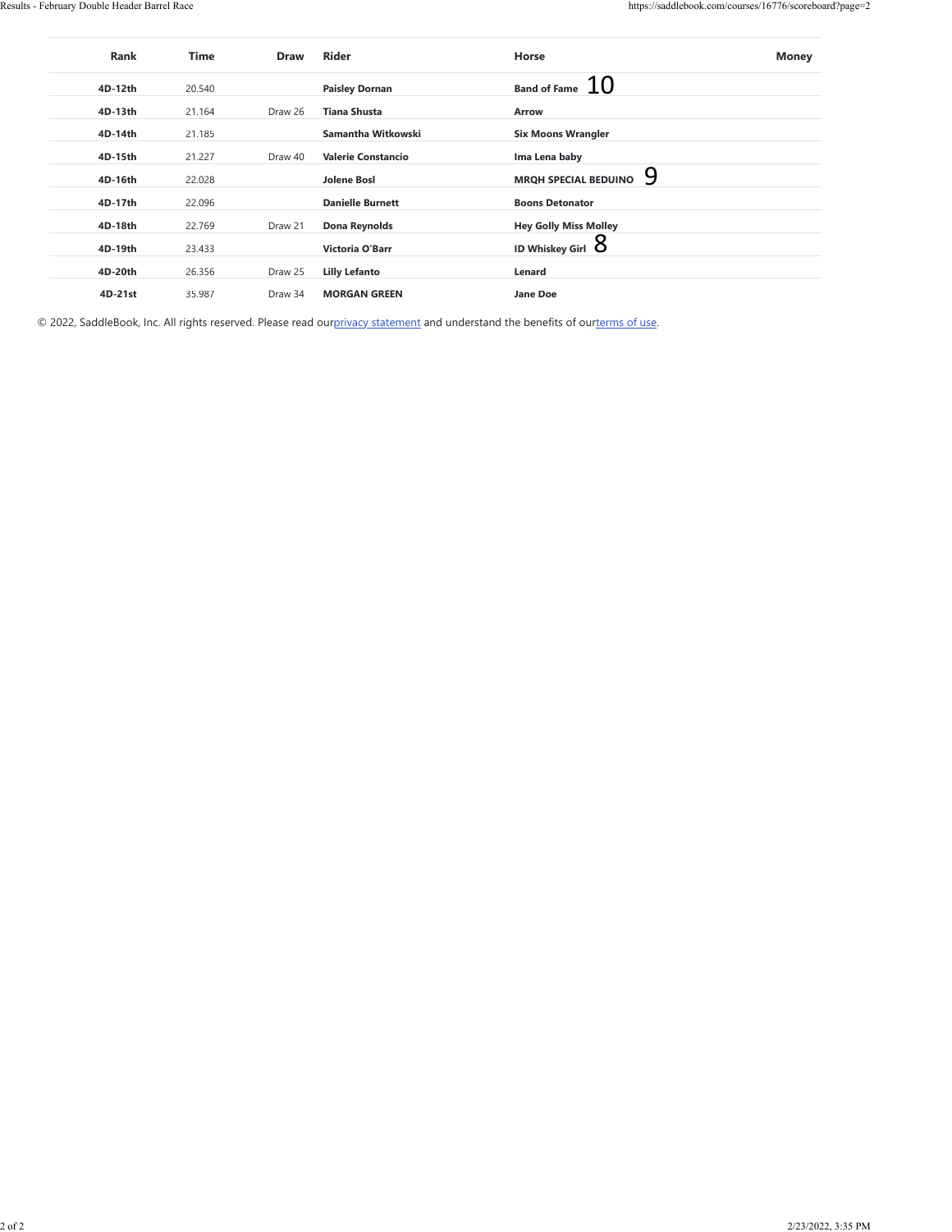| Rank | Time | Draw | Rider | Horse | Money |
|---|---|---|---|---|---|
| 4D-12th | 20.540 | | Paisley Dornan | Band of Fame 10 | |
| 4D-13th | 21.164 | Draw 26 | Tiana Shusta | Arrow | |
| 4D-14th | 21.185 | | Samantha Witkowski | Six Moons Wrangler | |
| 4D-15th | 21.227 | Draw 40 | Valerie Constancio | Ima Lena baby | |
| 4D-16th | 22.028 | | Jolene Bosl | MRQH SPECIAL BEDUINO 9 | |
| 4D-17th | 22.096 | | Danielle Burnett | Boons Detonator | |
| 4D-18th | 22.769 | Draw 21 | Dona Reynolds | Hey Golly Miss Molley | |
| 4D-19th | 23.433 | | Victoria O'Barr | ID Whiskey Girl 8 | |
| 4D-20th | 26.356 | Draw 25 | Lilly Lefanto | Lenard | |
| 4D-21st | 35.987 | Draw 34 | MORGAN GREEN | Jane Doe | |

© 2022, SaddleBook, Inc. All rights reserved. Please read our[privacy statement](#) and understand the benefits of our[terms of use](#).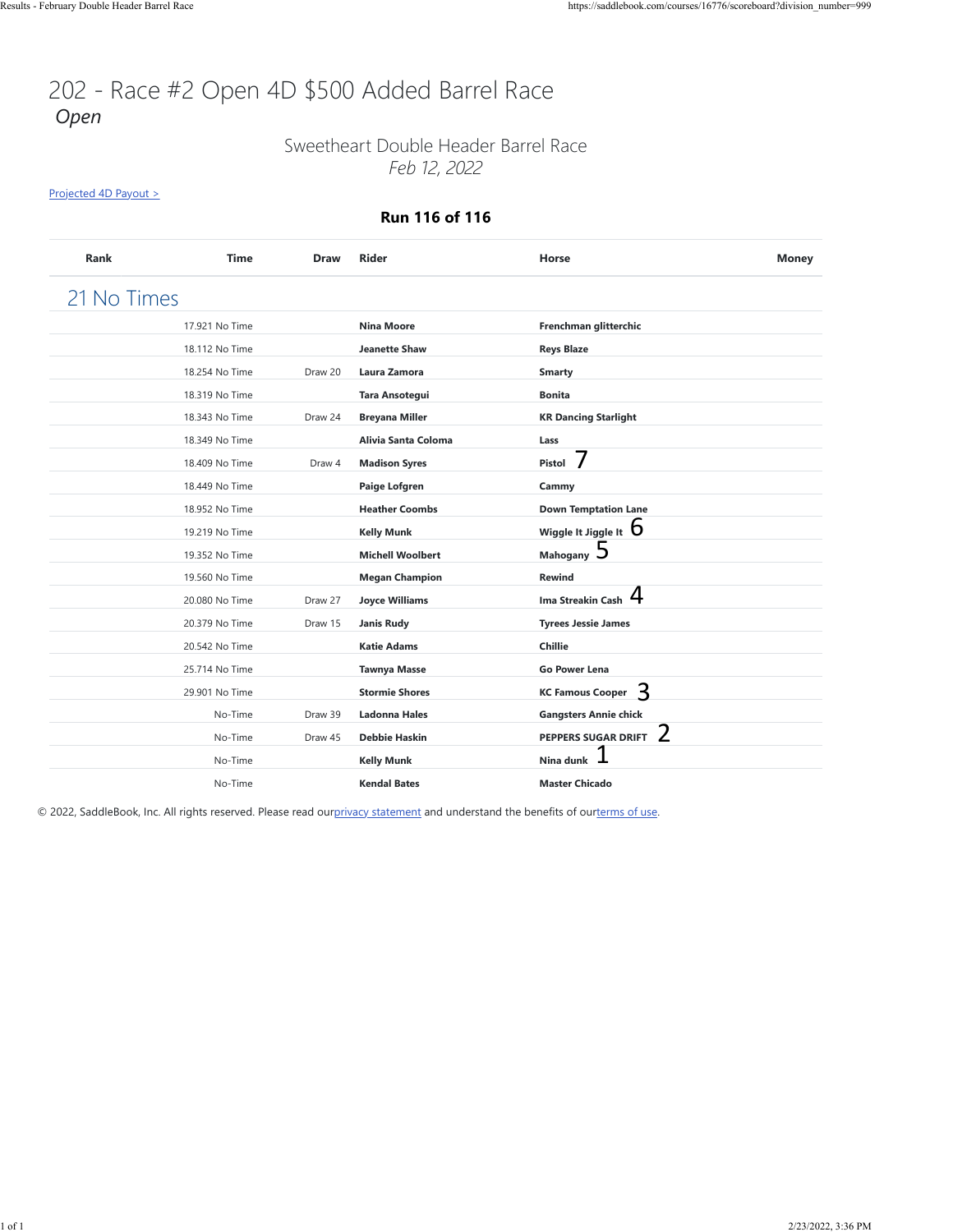# 202 - Race #2 Open 4D $500 Added Barrel Race

*Open*

Sweetheart Double Header Barrel Race
*Feb 12, 2022*

Projected 4D Payout >

**Run 116 of 116**

| Rank | Time | Draw | Rider | Horse | Money |
|---|---|---|---|---|---|
| **21 No Times** | | | | | |
| | 17.921 No Time | | **Nina Moore** | **Frenchman glitterchic** | |
| | 18.112 No Time | | **Jeanette Shaw** | **Reys Blaze** | |
| | 18.254 No Time | Draw 20 | **Laura Zamora** | **Smarty** | |
| | 18.319 No Time | | **Tara Ansotegui** | **Bonita** | |
| | 18.343 No Time | Draw 24 | **Breyana Miller** | **KR Dancing Starlight** | |
| | 18.349 No Time | | **Alivia Santa Coloma** | **Lass** | |
| | 18.409 No Time | Draw 4 | **Madison Syres** | **Pistol** 7 | |
| | 18.449 No Time | | **Paige Lofgren** | **Cammy** | |
| | 18.952 No Time | | **Heather Coombs** | **Down Temptation Lane** | |
| | 19.219 No Time | | **Kelly Munk** | **Wiggle It Jiggle It** 6 | |
| | 19.352 No Time | | **Michell Woolbert** | **Mahogany** 5 | |
| | 19.560 No Time | | **Megan Champion** | **Rewind** | |
| | 20.080 No Time | Draw 27 | **Joyce Williams** | **Ima Streakin Cash** 4 | |
| | 20.379 No Time | Draw 15 | **Janis Rudy** | **Tyrees Jessie James** | |
| | 20.542 No Time | | **Katie Adams** | **Chillie** | |
| | 25.714 No Time | | **Tawnya Masse** | **Go Power Lena** | |
| | 29.901 No Time | | **Stormie Shores** | **KC Famous Cooper** 3 | |
| | No-Time | Draw 39 | **Ladonna Hales** | **Gangsters Annie chick** | |
| | No-Time | Draw 45 | **Debbie Haskin** | **PEPPERS SUGAR DRIFT** 2 | |
| | No-Time | | **Kelly Munk** | **Nina dunk** 1 | |
| | No-Time | | **Kendal Bates** | **Master Chicado** | |

© 2022, SaddleBook, Inc. All rights reserved. Please read ourprivacy statement and understand the benefits of ourterms of use.